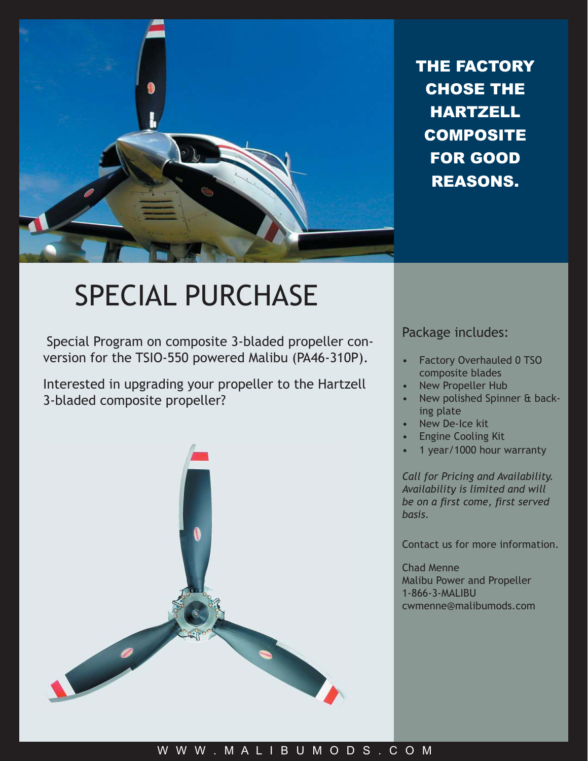**THE FACTORY CHOSE THE HARTZELL COMPOSITE FOR GOOD REASONS.**

# SPECIAL PURCHASE

Special Program on composite 3-bladed propeller conversion for the TSIO-550 powered Malibu (PA46-310P).

Interested in upgrading your propeller to the Hartzell 3-bladed composite propeller?

## Package includes:

- Factory Overhauled 0 TSO composite blades
- New Propeller Hub
- New polished Spinner & backing plate
- New De-Ice kit
- Engine Cooling Kit
- 1 year/1000 hour warranty

*Call for Pricing and Availability. Availability is limited and will be on a first come, first served basis.*

Contact us for more information.

Chad Menne
Malibu Power and Propeller
1-866-3-MALIBU
cwmenne@malibumods.com

WWW.MALIBUMODS.COM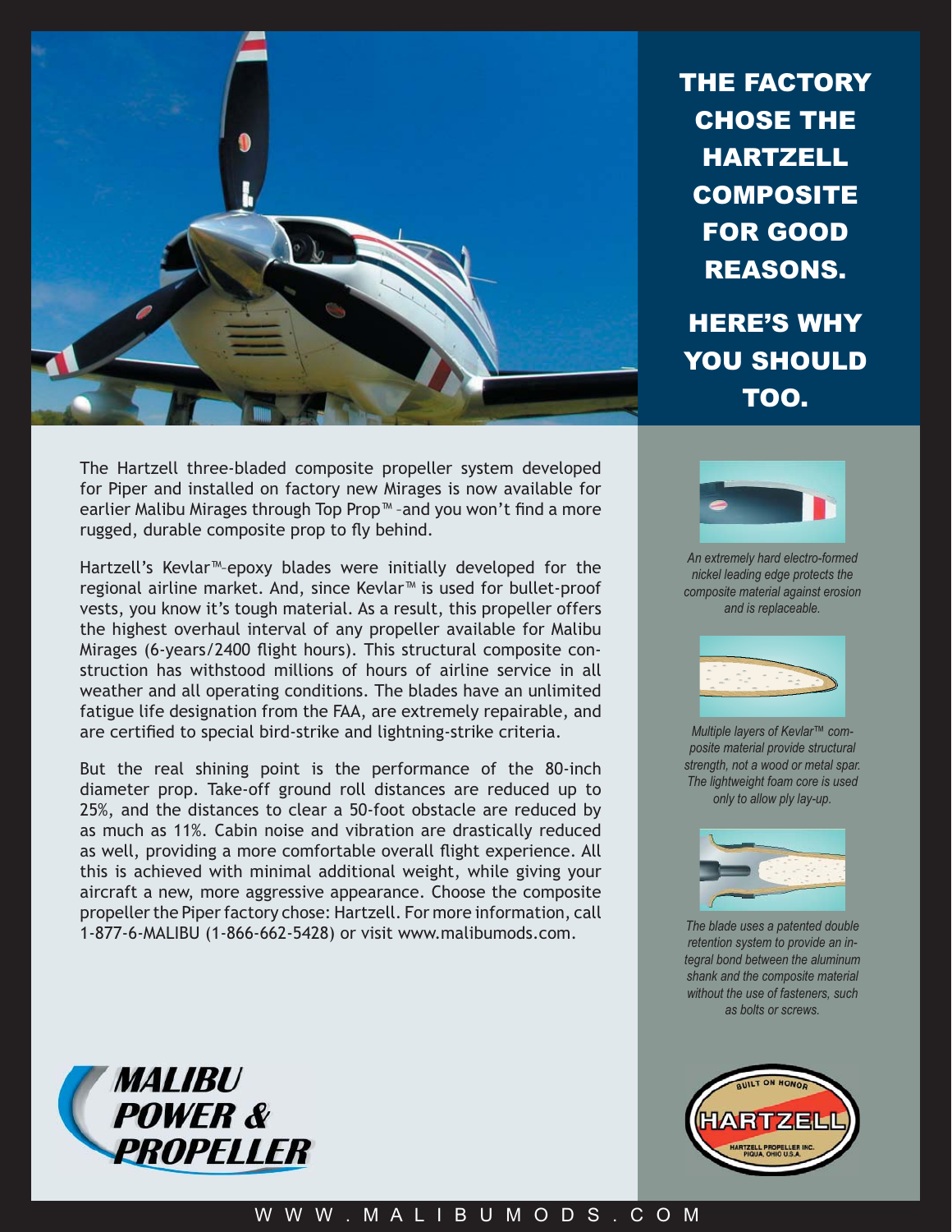# THE FACTORY CHOSE THE HARTZELL COMPOSITE FOR GOOD REASONS.

## HERE'S WHY YOU SHOULD TOO.

The Hartzell three-bladed composite propeller system developed for Piper and installed on factory new Mirages is now available for earlier Malibu Mirages through Top Prop™ –and you won't find a more rugged, durable composite prop to fly behind.

Hartzell's Kevlar™–epoxy blades were initially developed for the regional airline market. And, since Kevlar™ is used for bullet-proof vests, you know it's tough material. As a result, this propeller offers the highest overhaul interval of any propeller available for Malibu Mirages (6-years/2400 flight hours). This structural composite construction has withstood millions of hours of airline service in all weather and all operating conditions. The blades have an unlimited fatigue life designation from the FAA, are extremely repairable, and are certified to special bird-strike and lightning-strike criteria.

But the real shining point is the performance of the 80-inch diameter prop. Take-off ground roll distances are reduced up to 25%, and the distances to clear a 50-foot obstacle are reduced by as much as 11%. Cabin noise and vibration are drastically reduced as well, providing a more comfortable overall flight experience. All this is achieved with minimal additional weight, while giving your aircraft a new, more aggressive appearance. Choose the composite propeller the Piper factory chose: Hartzell. For more information, call 1-877-6-MALIBU (1-866-662-5428) or visit www.malibumods.com.

*An extremely hard electro-formed nickel leading edge protects the composite material against erosion and is replaceable.*

*Multiple layers of Kevlar™ composite material provide structural strength, not a wood or metal spar. The lightweight foam core is used only to allow ply lay-up.*

*The blade uses a patented double retention system to provide an integral bond between the aluminum shank and the composite material without the use of fasteners, such as bolts or screws.*

**MALIBU POWER & PROPELLER**

BUILT ON HONOR
HARTZELL
HARTZELL PROPELLER INC. PIQUA, OHIO U.S.A.

WWW.MALIBUMODS.COM